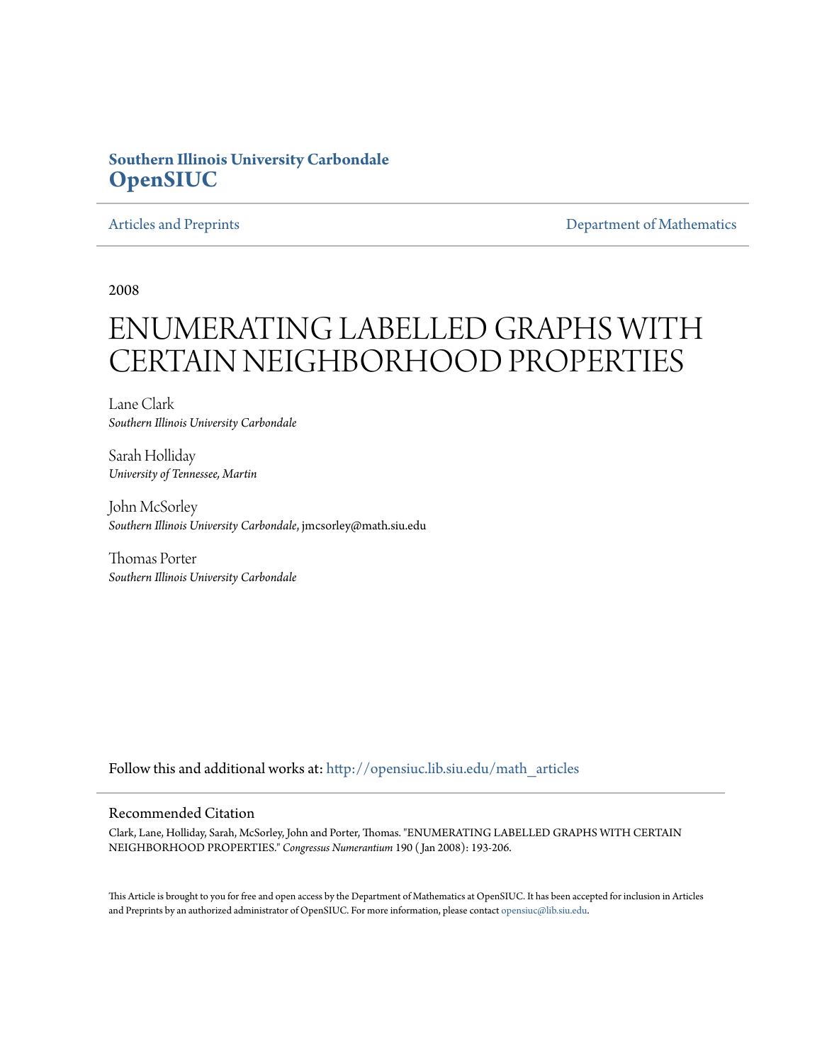**Southern Illinois University Carbondale**
**OpenSIUC**

Articles and Preprints | Department of Mathematics

2008

# ENUMERATING LABELLED GRAPHS WITH CERTAIN NEIGHBORHOOD PROPERTIES

Lane Clark
*Southern Illinois University Carbondale*

Sarah Holliday
*University of Tennessee, Martin*

John McSorley
*Southern Illinois University Carbondale*, jmcsorley@math.siu.edu

Thomas Porter
*Southern Illinois University Carbondale*

Follow this and additional works at: http://opensiuc.lib.siu.edu/math_articles

## Recommended Citation

Clark, Lane, Holliday, Sarah, McSorley, John and Porter, Thomas. "ENUMERATING LABELLED GRAPHS WITH CERTAIN NEIGHBORHOOD PROPERTIES." *Congressus Numerantium* 190 ( Jan 2008): 193-206.

This Article is brought to you for free and open access by the Department of Mathematics at OpenSIUC. It has been accepted for inclusion in Articles and Preprints by an authorized administrator of OpenSIUC. For more information, please contact opensiuc@lib.siu.edu.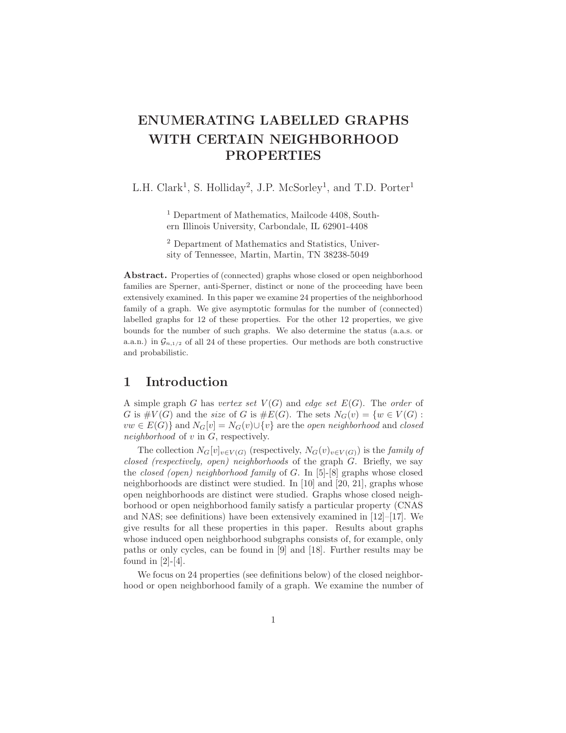# ENUMERATING LABELLED GRAPHS WITH CERTAIN NEIGHBORHOOD PROPERTIES

L.H. Clark[1], S. Holliday[2], J.P. McSorley[1], and T.D. Porter[1]

[1] Department of Mathematics, Mailcode 4408, Southern Illinois University, Carbondale, IL 62901-4408

[2] Department of Mathematics and Statistics, University of Tennessee, Martin, Martin, TN 38238-5049

**Abstract.** Properties of (connected) graphs whose closed or open neighborhood families are Sperner, anti-Sperner, distinct or none of the proceeding have been extensively examined. In this paper we examine 24 properties of the neighborhood family of a graph. We give asymptotic formulas for the number of (connected) labelled graphs for 12 of these properties. For the other 12 properties, we give bounds for the number of such graphs. We also determine the status (a.a.s. or a.a.n.) in $\mathcal{G}_{n,1/2}$ of all 24 of these properties. Our methods are both constructive and probabilistic.

## 1 Introduction

A simple graph $G$ has *vertex set* $V(G)$ and *edge set* $E(G)$. The *order* of $G$ is $\#V(G)$ and the *size* of $G$ is $\#E(G)$. The sets $N_G(v) = \{w \in V(G) : vw \in E(G)\}$ and $N_G[v] = N_G(v) \cup \{v\}$ are the *open neighborhood* and *closed neighborhood* of $v$ in $G$, respectively.

The collection $N_G[v]_{v \in V(G)}$ (respectively, $N_G(v)_{v \in V(G)}$) is the *family of closed (respectively, open) neighborhoods* of the graph $G$. Briefly, we say the *closed (open) neighborhood family* of $G$. In [5]-[8] graphs whose closed neighborhoods are distinct were studied. In [10] and [20, 21], graphs whose open neighborhoods are distinct were studied. Graphs whose closed neighborhood or open neighborhood family satisfy a particular property (CNAS and NAS; see definitions) have been extensively examined in [12]–[17]. We give results for all these properties in this paper. Results about graphs whose induced open neighborhood subgraphs consists of, for example, only paths or only cycles, can be found in [9] and [18]. Further results may be found in [2]-[4].

We focus on 24 properties (see definitions below) of the closed neighborhood or open neighborhood family of a graph. We examine the number of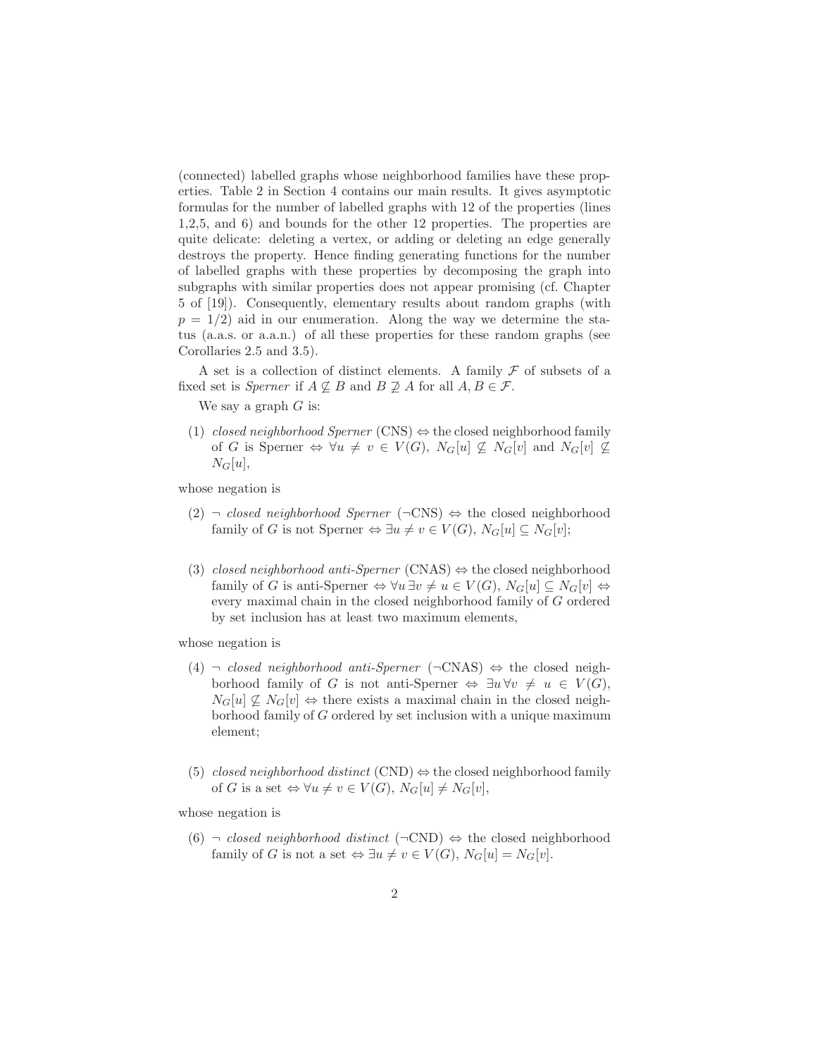(connected) labelled graphs whose neighborhood families have these properties. Table 2 in Section 4 contains our main results. It gives asymptotic formulas for the number of labelled graphs with 12 of the properties (lines 1,2,5, and 6) and bounds for the other 12 properties. The properties are quite delicate: deleting a vertex, or adding or deleting an edge generally destroys the property. Hence finding generating functions for the number of labelled graphs with these properties by decomposing the graph into subgraphs with similar properties does not appear promising (cf. Chapter 5 of [19]). Consequently, elementary results about random graphs (with $p = 1/2$) aid in our enumeration. Along the way we determine the status (a.a.s. or a.a.n.) of all these properties for these random graphs (see Corollaries 2.5 and 3.5).

A set is a collection of distinct elements. A family $\mathcal{F}$ of subsets of a fixed set is *Sperner* if $A \not\subseteq B$ and $B \not\supseteq A$ for all $A, B \in \mathcal{F}$.

We say a graph $G$ is:

(1) *closed neighborhood Sperner* (CNS) $\Leftrightarrow$ the closed neighborhood family of $G$ is Sperner $\Leftrightarrow$ $\forall u \neq v \in V(G)$, $N_G[u] \not\subseteq N_G[v]$ and $N_G[v] \not\subseteq N_G[u]$,

whose negation is

(2) $\neg$ *closed neighborhood Sperner* ($\neg$CNS) $\Leftrightarrow$ the closed neighborhood family of $G$ is not Sperner $\Leftrightarrow$ $\exists u \neq v \in V(G)$, $N_G[u] \subseteq N_G[v]$;

(3) *closed neighborhood anti-Sperner* (CNAS) $\Leftrightarrow$ the closed neighborhood family of $G$ is anti-Sperner $\Leftrightarrow$ $\forall u \, \exists v \neq u \in V(G)$, $N_G[u] \subseteq N_G[v]$ $\Leftrightarrow$ every maximal chain in the closed neighborhood family of $G$ ordered by set inclusion has at least two maximum elements,

whose negation is

(4) $\neg$ *closed neighborhood anti-Sperner* ($\neg$CNAS) $\Leftrightarrow$ the closed neighborhood family of $G$ is not anti-Sperner $\Leftrightarrow$ $\exists u \, \forall v \neq u \in V(G)$, $N_G[u] \not\subseteq N_G[v]$ $\Leftrightarrow$ there exists a maximal chain in the closed neighborhood family of $G$ ordered by set inclusion with a unique maximum element;

(5) *closed neighborhood distinct* (CND) $\Leftrightarrow$ the closed neighborhood family of $G$ is a set $\Leftrightarrow$ $\forall u \neq v \in V(G)$, $N_G[u] \neq N_G[v]$,

whose negation is

(6) $\neg$ *closed neighborhood distinct* ($\neg$CND) $\Leftrightarrow$ the closed neighborhood family of $G$ is not a set $\Leftrightarrow$ $\exists u \neq v \in V(G)$, $N_G[u] = N_G[v]$.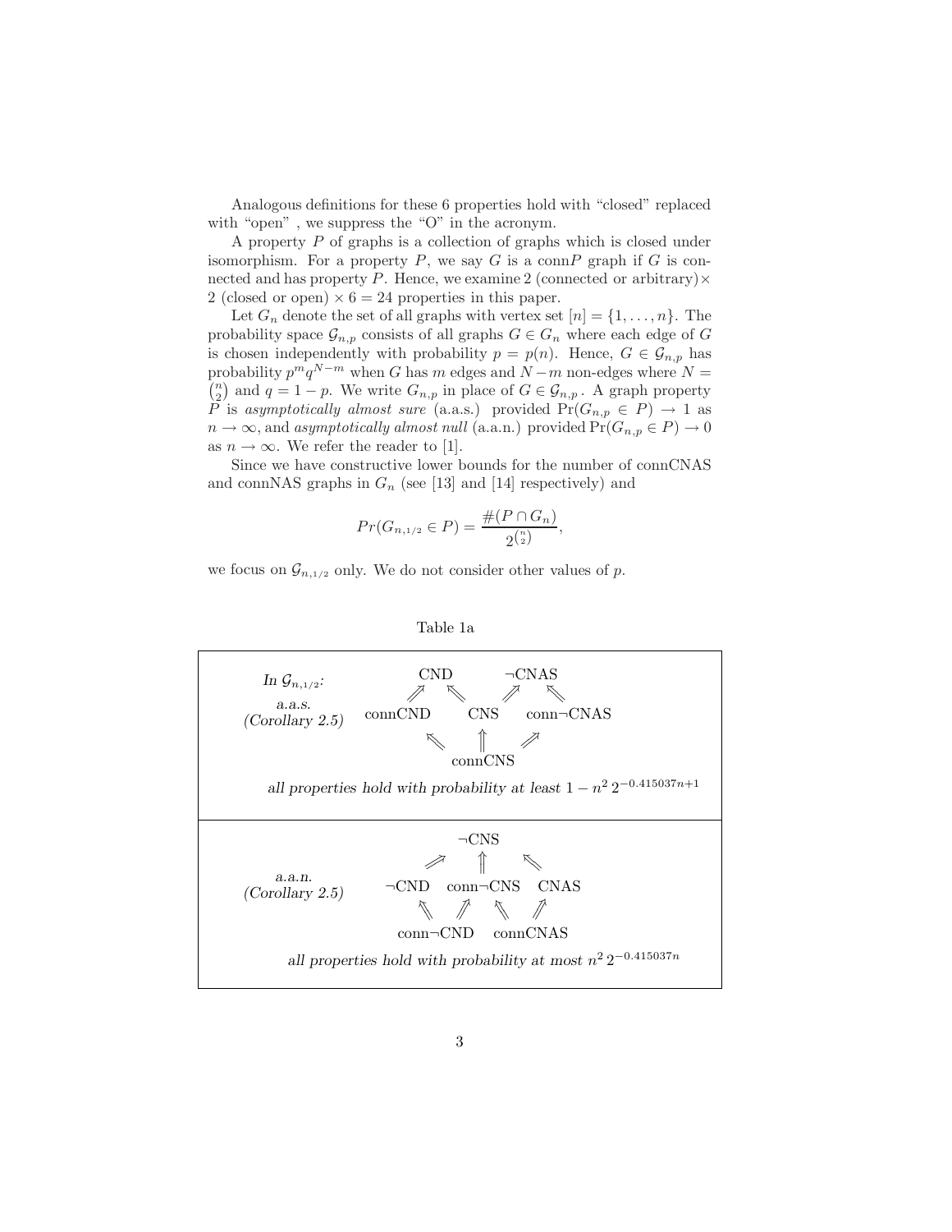Analogous definitions for these 6 properties hold with "closed" replaced with "open" , we suppress the "O" in the acronym.

A property $P$ of graphs is a collection of graphs which is closed under isomorphism. For a property $P$, we say $G$ is a conn$P$ graph if $G$ is connected and has property $P$. Hence, we examine 2 (connected or arbitrary)$\times$ 2 (closed or open) $\times\, 6 = 24$ properties in this paper.

Let $G_n$ denote the set of all graphs with vertex set $[n] = \{1, \ldots, n\}$. The probability space $\mathcal{G}_{n,p}$ consists of all graphs $G \in G_n$ where each edge of $G$ is chosen independently with probability $p = p(n)$. Hence, $G \in \mathcal{G}_{n,p}$ has probability $p^m q^{N-m}$ when $G$ has $m$ edges and $N - m$ non-edges where $N = \binom{n}{2}$ and $q = 1 - p$. We write $G_{n,p}$ in place of $G \in \mathcal{G}_{n,p}$. A graph property $P$ is *asymptotically almost sure* (a.a.s.) provided $\Pr(G_{n,p} \in P) \to 1$ as $n \to \infty$, and *asymptotically almost null* (a.a.n.) provided $\Pr(G_{n,p} \in P) \to 0$ as $n \to \infty$. We refer the reader to [1].

Since we have constructive lower bounds for the number of connCNAS and connNAS graphs in $G_n$ (see [13] and [14] respectively) and

$$Pr(G_{n,1/2} \in P) = \frac{\#(P \cap G_n)}{2^{\binom{n}{2}}},$$

we focus on $\mathcal{G}_{n,1/2}$ only. We do not consider other values of $p$.

Table 1a

*In $\mathcal{G}_{n,1/2}$:*

**a.a.s.** *(Corollary 2.5)*

- connCND $\Rightarrow$ CND
- CNS $\Rightarrow$ CND
- CNS $\Rightarrow$ ¬CNAS
- conn¬CNAS $\Rightarrow$ ¬CNAS
- connCNS $\Rightarrow$ connCND
- connCNS $\Rightarrow$ CNS
- connCNS $\Rightarrow$ conn¬CNAS

*all properties hold with probability at least $1 - n^2\, 2^{-0.415037n+1}$*

**a.a.n.** *(Corollary 2.5)*

- ¬CND $\Rightarrow$ ¬CNS
- conn¬CNS $\Rightarrow$ ¬CNS
- CNAS $\Rightarrow$ ¬CNS
- conn¬CND $\Rightarrow$ ¬CND
- conn¬CND $\Rightarrow$ conn¬CNS
- connCNAS $\Rightarrow$ conn¬CNS
- connCNAS $\Rightarrow$ CNAS

*all properties hold with probability at most $n^2\, 2^{-0.415037n}$*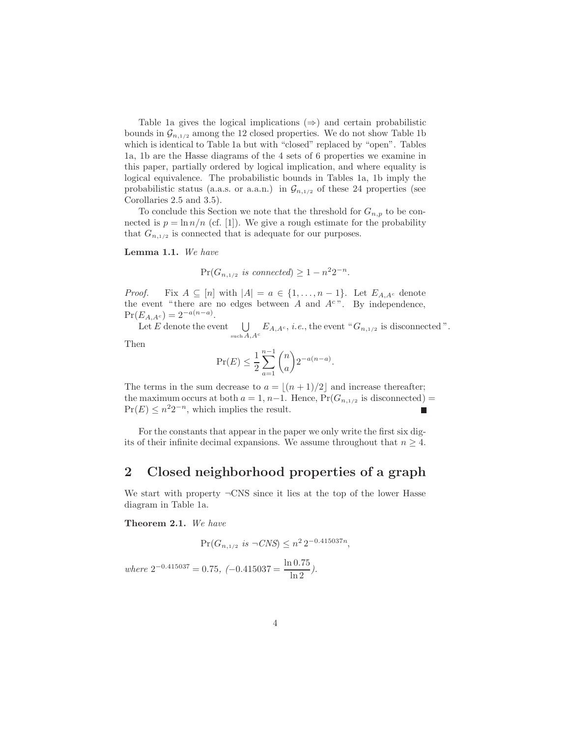Table 1a gives the logical implications ($\Rightarrow$) and certain probabilistic bounds in $\mathcal{G}_{n,1/2}$ among the 12 closed properties. We do not show Table 1b which is identical to Table 1a but with "closed" replaced by "open". Tables 1a, 1b are the Hasse diagrams of the 4 sets of 6 properties we examine in this paper, partially ordered by logical implication, and where equality is logical equivalence. The probabilistic bounds in Tables 1a, 1b imply the probabilistic status (a.a.s. or a.a.n.) in $\mathcal{G}_{n,1/2}$ of these 24 properties (see Corollaries 2.5 and 3.5).

To conclude this Section we note that the threshold for $G_{n,p}$ to be connected is $p = \ln n/n$ (cf. [1]). We give a rough estimate for the probability that $G_{n,1/2}$ is connected that is adequate for our purposes.

**Lemma 1.1.** *We have*

$$\Pr(G_{n,1/2} \text{ is connected}) \geq 1 - n^2 2^{-n}.$$

*Proof.* Fix $A \subseteq [n]$ with $|A| = a \in \{1, \ldots, n-1\}$. Let $E_{A,A^c}$ denote the event "there are no edges between $A$ and $A^c$". By independence, $\Pr(E_{A,A^c}) = 2^{-a(n-a)}$.

Let $E$ denote the event $\bigcup_{\text{such } A, A^c} E_{A,A^c}$, *i.e.*, the event "$G_{n,1/2}$ is disconnected".

Then

$$\Pr(E) \leq \frac{1}{2} \sum_{a=1}^{n-1} \binom{n}{a} 2^{-a(n-a)}.$$

The terms in the sum decrease to $a = \lfloor (n+1)/2 \rfloor$ and increase thereafter; the maximum occurs at both $a = 1, n-1$. Hence, $\Pr(G_{n,1/2} \text{ is disconnected}) = \Pr(E) \leq n^2 2^{-n}$, which implies the result. ∎

For the constants that appear in the paper we only write the first six digits of their infinite decimal expansions. We assume throughout that $n \geq 4$.

## 2 Closed neighborhood properties of a graph

We start with property $\neg$CNS since it lies at the top of the lower Hasse diagram in Table 1a.

**Theorem 2.1.** *We have*

$$\Pr(G_{n,1/2} \text{ is } \neg CNS) \leq n^2 \, 2^{-0.415037n},$$

*where* $2^{-0.415037} = 0.75$, $\left(-0.415037 = \dfrac{\ln 0.75}{\ln 2}\right)$.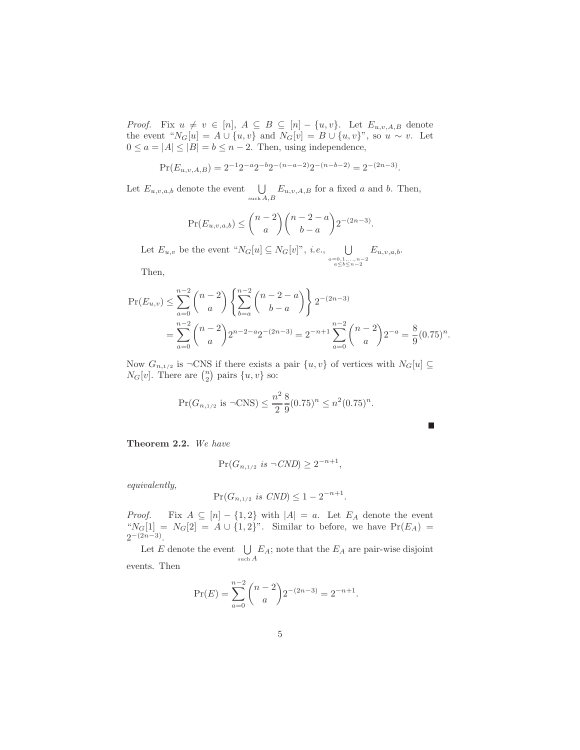*Proof.* Fix $u \neq v \in [n]$, $A \subseteq B \subseteq [n] - \{u, v\}$. Let $E_{u,v,A,B}$ denote the event "$N_G[u] = A \cup \{u, v\}$ and $N_G[v] = B \cup \{u, v\}$", so $u \sim v$. Let $0 \leq a = |A| \leq |B| = b \leq n - 2$. Then, using independence,

$$\Pr(E_{u,v,A,B}) = 2^{-1}2^{-a}2^{-b}2^{-(n-a-2)}2^{-(n-b-2)} = 2^{-(2n-3)}.$$

Let $E_{u,v,a,b}$ denote the event $\bigcup_{\text{such } A,B} E_{u,v,A,B}$ for a fixed $a$ and $b$. Then,

$$\Pr(E_{u,v,a,b}) \leq \binom{n-2}{a}\binom{n-2-a}{b-a}2^{-(2n-3)}.$$

Let $E_{u,v}$ be the event "$N_G[u] \subseteq N_G[v]$", *i.e.*, $\bigcup_{\substack{a=0,1,\ldots,n-2 \\ a \leq b \leq n-2}} E_{u,v,a,b}$.

Then,

$$\begin{aligned}
\Pr(E_{u,v}) &\leq \sum_{a=0}^{n-2}\binom{n-2}{a}\left\{\sum_{b=a}^{n-2}\binom{n-2-a}{b-a}\right\}2^{-(2n-3)} \\
&= \sum_{a=0}^{n-2}\binom{n-2}{a}2^{n-2-a}2^{-(2n-3)} = 2^{-n+1}\sum_{a=0}^{n-2}\binom{n-2}{a}2^{-a} = \frac{8}{9}(0.75)^n.
\end{aligned}$$

Now $G_{n,1/2}$ is ¬CNS if there exists a pair $\{u, v\}$ of vertices with $N_G[u] \subseteq N_G[v]$. There are $\binom{n}{2}$ pairs $\{u, v\}$ so:

$$\Pr(G_{n,1/2} \text{ is } \neg\text{CNS}) \leq \frac{n^2}{2}\frac{8}{9}(0.75)^n \leq n^2(0.75)^n.$$

■

**Theorem 2.2.** *We have*

$$\Pr(G_{n,1/2} \textit{ is } \neg CND) \geq 2^{-n+1},$$

*equivalently,*

$$\Pr(G_{n,1/2} \textit{ is } CND) \leq 1 - 2^{-n+1}.$$

*Proof.* Fix $A \subseteq [n] - \{1, 2\}$ with $|A| = a$. Let $E_A$ denote the event "$N_G[1] = N_G[2] = A \cup \{1, 2\}$". Similar to before, we have $\Pr(E_A) = 2^{-(2n-3)}$.

Let $E$ denote the event $\bigcup_{\text{such } A} E_A$; note that the $E_A$ are pair-wise disjoint events. Then

$$\Pr(E) = \sum_{a=0}^{n-2}\binom{n-2}{a}2^{-(2n-3)} = 2^{-n+1}.$$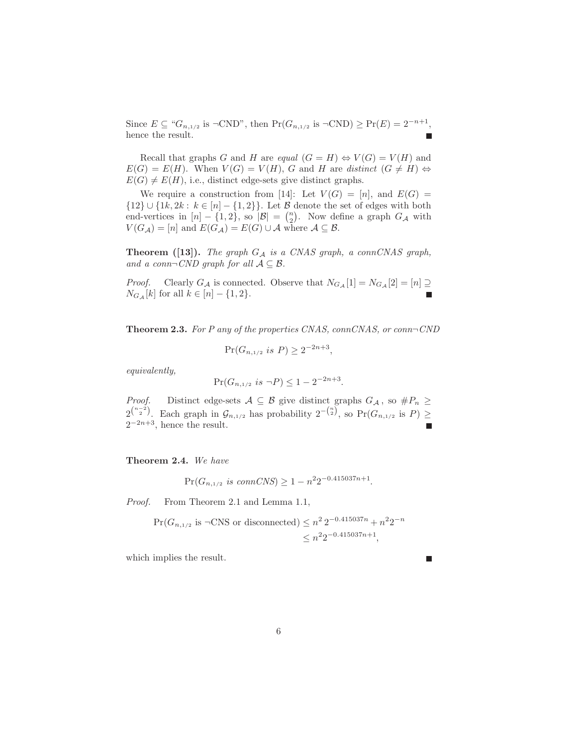Since $E \subseteq$ "$G_{n,1/2}$ is $\neg$CND", then $\Pr(G_{n,1/2} \text{ is } \neg\text{CND}) \geq \Pr(E) = 2^{-n+1}$, hence the result. ∎

Recall that graphs $G$ and $H$ are *equal* $(G = H) \Leftrightarrow V(G) = V(H)$ and $E(G) = E(H)$. When $V(G) = V(H)$, $G$ and $H$ are *distinct* $(G \neq H) \Leftrightarrow E(G) \neq E(H)$, i.e., distinct edge-sets give distinct graphs.

We require a construction from [14]: Let $V(G) = [n]$, and $E(G) = \{12\} \cup \{1k, 2k : k \in [n] - \{1,2\}\}$. Let $\mathcal{B}$ denote the set of edges with both end-vertices in $[n] - \{1,2\}$, so $|\mathcal{B}| = \binom{n}{2}$. Now define a graph $G_{\mathcal{A}}$ with $V(G_{\mathcal{A}}) = [n]$ and $E(G_{\mathcal{A}}) = E(G) \cup \mathcal{A}$ where $\mathcal{A} \subseteq \mathcal{B}$.

**Theorem ([13]).** *The graph $G_{\mathcal{A}}$ is a CNAS graph, a connCNAS graph, and a conn¬CND graph for all $\mathcal{A} \subseteq \mathcal{B}$.*

*Proof.* Clearly $G_{\mathcal{A}}$ is connected. Observe that $N_{G_{\mathcal{A}}}[1] = N_{G_{\mathcal{A}}}[2] = [n] \supseteq N_{G_{\mathcal{A}}}[k]$ for all $k \in [n] - \{1,2\}$. ∎

**Theorem 2.3.** *For $P$ any of the properties CNAS, connCNAS, or conn¬CND*

$$\Pr(G_{n,1/2} \text{ is } P) \geq 2^{-2n+3},$$

*equivalently,*

$$\Pr(G_{n,1/2} \text{ is } \neg P) \leq 1 - 2^{-2n+3}.$$

*Proof.* Distinct edge-sets $\mathcal{A} \subseteq \mathcal{B}$ give distinct graphs $G_{\mathcal{A}}$, so $\#P_n \geq 2^{\binom{n-2}{2}}$. Each graph in $\mathcal{G}_{n,1/2}$ has probability $2^{-\binom{n}{2}}$, so $\Pr(G_{n,1/2} \text{ is } P) \geq 2^{-2n+3}$, hence the result. ∎

**Theorem 2.4.** *We have*

$$\Pr(G_{n,1/2} \text{ is connCNS}) \geq 1 - n^2 2^{-0.415037n+1}.$$

*Proof.* From Theorem 2.1 and Lemma 1.1,

$$\begin{aligned}\Pr(G_{n,1/2} \text{ is } \neg\text{CNS or disconnected}) &\leq n^2\, 2^{-0.415037n} + n^2 2^{-n} \\ &\leq n^2 2^{-0.415037n+1},\end{aligned}$$

which implies the result. ∎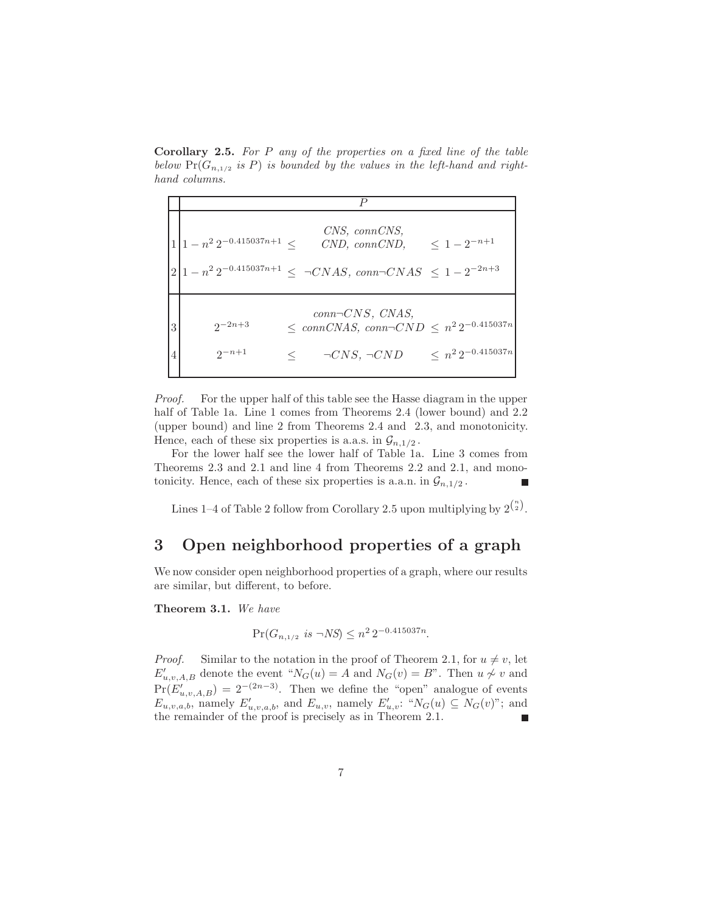**Corollary 2.5.** *For $P$ any of the properties on a fixed line of the table below $\Pr(G_{n,1/2}$ is $P)$ is bounded by the values in the left-hand and right-hand columns.*

| | | | $P$ | | |
|---|---|---|---|---|---|
| 1 | $1 - n^2\, 2^{-0.415037n+1}$ | $\leq$ | *CNS, connCNS, CND, connCND,* | $\leq 1 - 2^{-n+1}$ | |
| 2 | $1 - n^2\, 2^{-0.415037n+1}$ | $\leq$ | $\neg CNAS$, *conn*$\neg CNAS$ | $\leq 1 - 2^{-2n+3}$ | |
| 3 | $2^{-2n+3}$ | $\leq$ | *conn*$\neg CNS$, *CNAS*, *connCNAS*, *conn*$\neg CND$ | $\leq n^2\, 2^{-0.415037n}$ | |
| 4 | $2^{-n+1}$ | $\leq$ | $\neg CNS$, $\neg CND$ | $\leq n^2\, 2^{-0.415037n}$ | |

*Proof.* For the upper half of this table see the Hasse diagram in the upper half of Table 1a. Line 1 comes from Theorems 2.4 (lower bound) and 2.2 (upper bound) and line 2 from Theorems 2.4 and 2.3, and monotonicity. Hence, each of these six properties is a.a.s. in $\mathcal{G}_{n,1/2}$.

For the lower half see the lower half of Table 1a. Line 3 comes from Theorems 2.3 and 2.1 and line 4 from Theorems 2.2 and 2.1, and monotonicity. Hence, each of these six properties is a.a.n. in $\mathcal{G}_{n,1/2}$. ∎

Lines 1–4 of Table 2 follow from Corollary 2.5 upon multiplying by $2^{\binom{n}{2}}$.

## 3 Open neighborhood properties of a graph

We now consider open neighborhood properties of a graph, where our results are similar, but different, to before.

**Theorem 3.1.** *We have*

$$\Pr(G_{n,1/2} \text{ is } \neg NS) \leq n^2\, 2^{-0.415037n}.$$

*Proof.* Similar to the notation in the proof of Theorem 2.1, for $u \neq v$, let $E'_{u,v,A,B}$ denote the event "$N_G(u) = A$ and $N_G(v) = B$". Then $u \not\sim v$ and $\Pr(E'_{u,v,A,B}) = 2^{-(2n-3)}$. Then we define the "open" analogue of events $E_{u,v,a,b}$, namely $E'_{u,v,a,b}$, and $E_{u,v}$, namely $E'_{u,v}$: "$N_G(u) \subseteq N_G(v)$"; and the remainder of the proof is precisely as in Theorem 2.1. ∎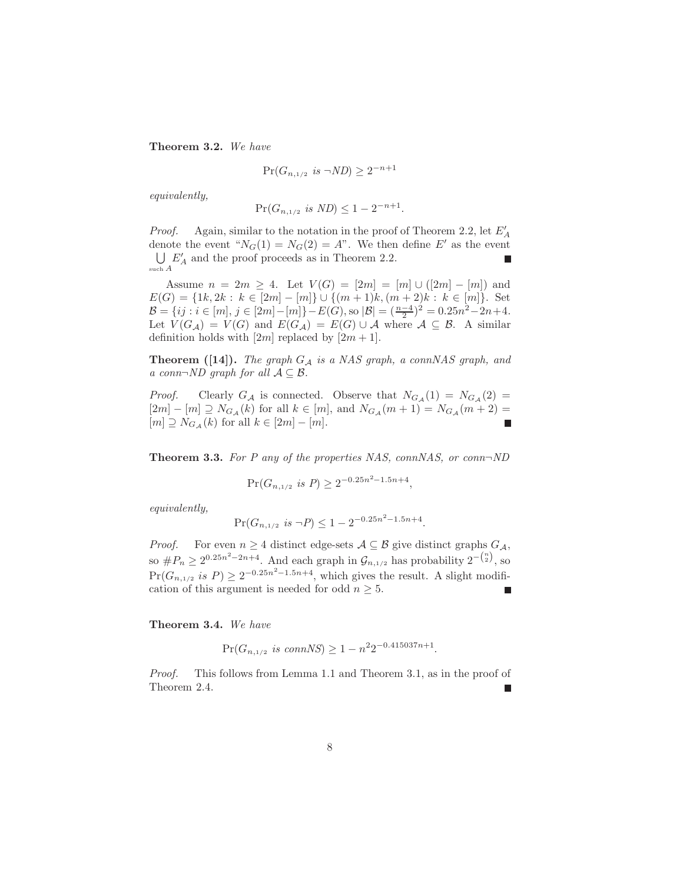**Theorem 3.2.** *We have*

$$\Pr(G_{n,1/2} \text{ is } \neg ND) \geq 2^{-n+1}$$

*equivalently,*

$$\Pr(G_{n,1/2} \text{ is } ND) \leq 1 - 2^{-n+1}.$$

*Proof.* Again, similar to the notation in the proof of Theorem 2.2, let $E'_A$ denote the event "$N_G(1) = N_G(2) = A$". We then define $E'$ as the event $\bigcup_{\text{such } A} E'_A$ and the proof proceeds as in Theorem 2.2. ∎

Assume $n = 2m \geq 4$. Let $V(G) = [2m] = [m] \cup ([2m] - [m])$ and $E(G) = \{1k, 2k : k \in [2m] - [m]\} \cup \{(m+1)k, (m+2)k : k \in [m]\}$. Set $\mathcal{B} = \{ij : i \in [m], j \in [2m] - [m]\} - E(G)$, so $|\mathcal{B}| = (\frac{n-4}{2})^2 = 0.25n^2 - 2n + 4$. Let $V(G_\mathcal{A}) = V(G)$ and $E(G_\mathcal{A}) = E(G) \cup \mathcal{A}$ where $\mathcal{A} \subseteq \mathcal{B}$. A similar definition holds with $[2m]$ replaced by $[2m+1]$.

**Theorem ([14]).** *The graph $G_\mathcal{A}$ is a NAS graph, a connNAS graph, and a conn¬ND graph for all $\mathcal{A} \subseteq \mathcal{B}$.*

*Proof.* Clearly $G_\mathcal{A}$ is connected. Observe that $N_{G_\mathcal{A}}(1) = N_{G_\mathcal{A}}(2) = [2m] - [m] \supseteq N_{G_\mathcal{A}}(k)$ for all $k \in [m]$, and $N_{G_\mathcal{A}}(m+1) = N_{G_\mathcal{A}}(m+2) = [m] \supseteq N_{G_\mathcal{A}}(k)$ for all $k \in [2m] - [m]$. ∎

**Theorem 3.3.** *For $P$ any of the properties NAS, connNAS, or conn¬ND*

$$\Pr(G_{n,1/2} \text{ is } P) \geq 2^{-0.25n^2 - 1.5n + 4},$$

*equivalently,*

$$\Pr(G_{n,1/2} \text{ is } \neg P) \leq 1 - 2^{-0.25n^2 - 1.5n + 4}.$$

*Proof.* For even $n \geq 4$ distinct edge-sets $\mathcal{A} \subseteq \mathcal{B}$ give distinct graphs $G_\mathcal{A}$, so $\#P_n \geq 2^{0.25n^2 - 2n + 4}$. And each graph in $\mathcal{G}_{n,1/2}$ has probability $2^{-\binom{n}{2}}$, so $\Pr(G_{n,1/2} \text{ is } P) \geq 2^{-0.25n^2 - 1.5n + 4}$, which gives the result. A slight modification of this argument is needed for odd $n \geq 5$. ∎

**Theorem 3.4.** *We have*

$$\Pr(G_{n,1/2} \text{ is connNS}) \geq 1 - n^2 2^{-0.415037n + 1}.$$

*Proof.* This follows from Lemma 1.1 and Theorem 3.1, as in the proof of Theorem 2.4. ∎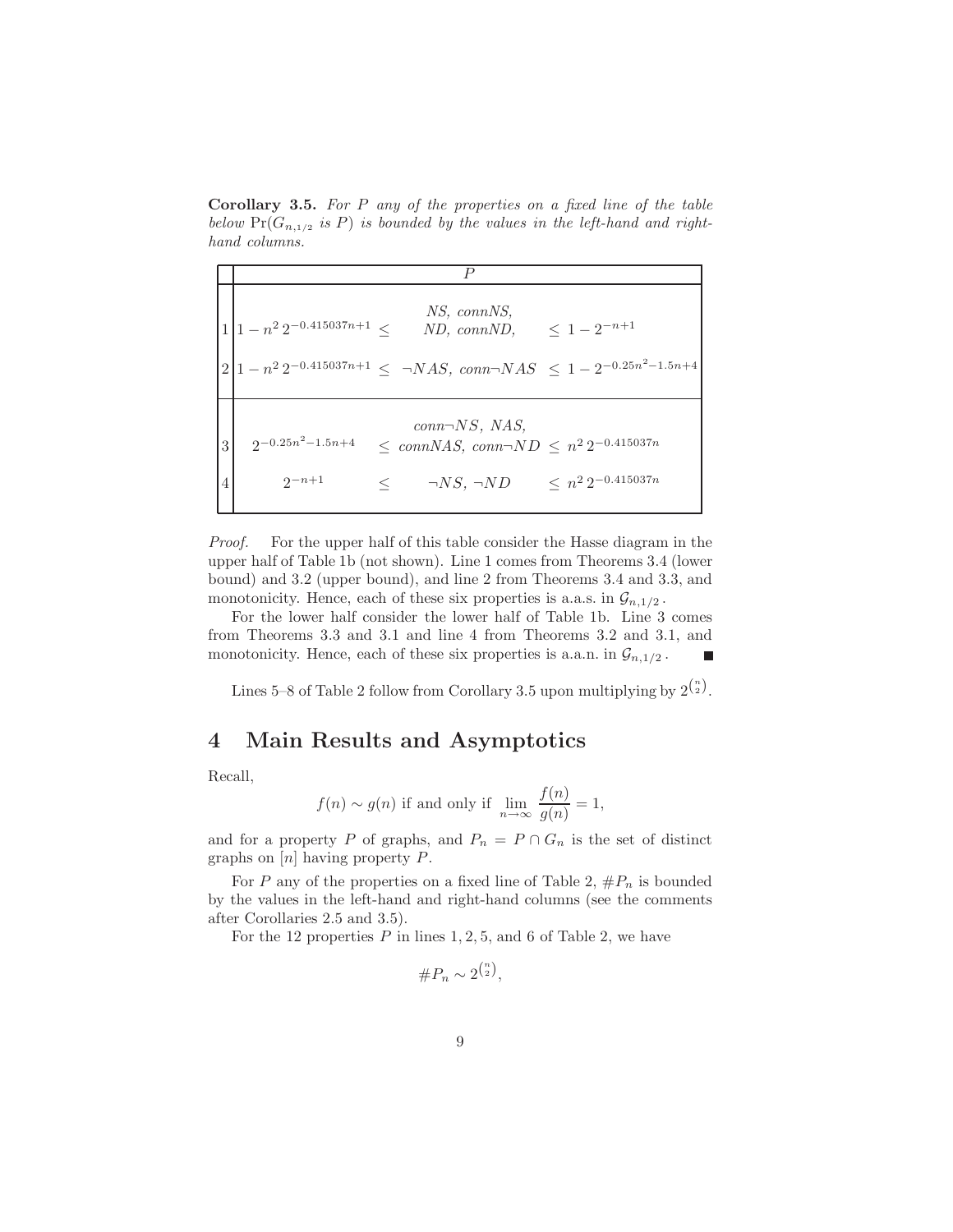**Corollary 3.5.** *For $P$ any of the properties on a fixed line of the table below* $\Pr(G_{n,1/2}$ *is* $P)$ *is bounded by the values in the left-hand and right-hand columns.*

| | | $P$ | |
|---|---|---|---|
| 1 | $1 - n^2\, 2^{-0.415037n+1} \leq$ | *NS, connNS, ND, connND,* | $\leq 1 - 2^{-n+1}$ |
| 2 | $1 - n^2\, 2^{-0.415037n+1} \leq$ | $\neg$*NAS*, *conn*$\neg$*NAS* | $\leq 1 - 2^{-0.25n^2-1.5n+4}$ |
| 3 | $2^{-0.25n^2-1.5n+4}$ | $\leq$ *conn*$\neg$*NS*, *NAS*, *connNAS*, *conn*$\neg$*ND* | $\leq n^2\, 2^{-0.415037n}$ |
| 4 | $2^{-n+1}$ | $\leq$ $\neg$*NS*, $\neg$*ND* | $\leq n^2\, 2^{-0.415037n}$ |

*Proof.* For the upper half of this table consider the Hasse diagram in the upper half of Table 1b (not shown). Line 1 comes from Theorems 3.4 (lower bound) and 3.2 (upper bound), and line 2 from Theorems 3.4 and 3.3, and monotonicity. Hence, each of these six properties is a.a.s. in $\mathcal{G}_{n,1/2}$.

For the lower half consider the lower half of Table 1b. Line 3 comes from Theorems 3.3 and 3.1 and line 4 from Theorems 3.2 and 3.1, and monotonicity. Hence, each of these six properties is a.a.n. in $\mathcal{G}_{n,1/2}$. ∎

Lines 5–8 of Table 2 follow from Corollary 3.5 upon multiplying by $2^{\binom{n}{2}}$.

## 4 Main Results and Asymptotics

Recall,

$$f(n) \sim g(n) \text{ if and only if } \lim_{n\to\infty} \frac{f(n)}{g(n)} = 1,$$

and for a property $P$ of graphs, and $P_n = P \cap G_n$ is the set of distinct graphs on $[n]$ having property $P$.

For $P$ any of the properties on a fixed line of Table 2, $\#P_n$ is bounded by the values in the left-hand and right-hand columns (see the comments after Corollaries 2.5 and 3.5).

For the 12 properties $P$ in lines 1, 2, 5, and 6 of Table 2, we have

$$\#P_n \sim 2^{\binom{n}{2}},$$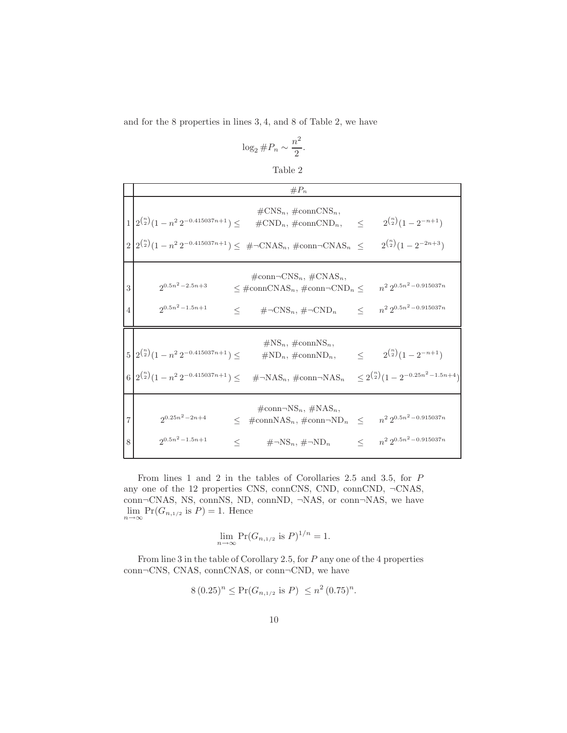and for the 8 properties in lines 3, 4, and 8 of Table 2, we have

$$\log_2 \#P_n \sim \frac{n^2}{2}.$$

Table 2

| | $\#P_n$ | | | | |
|---|---|---|---|---|---|
| 1 | $2^{\binom{n}{2}}(1 - n^2\, 2^{-0.415037n+1}) \leq$ | | $\#\text{CNS}_n$, $\#\text{connCNS}_n$, $\#\text{CND}_n$, $\#\text{connCND}_n$, | $\leq$ | $2^{\binom{n}{2}}(1 - 2^{-n+1})$ |
| 2 | $2^{\binom{n}{2}}(1 - n^2\, 2^{-0.415037n+1}) \leq$ | | $\#\neg\text{CNAS}_n$, $\#\text{conn}\neg\text{CNAS}_n$ | $\leq$ | $2^{\binom{n}{2}}(1 - 2^{-2n+3})$ |
| 3 | $2^{0.5n^2-2.5n+3}$ | $\leq$ | $\#\text{conn}\neg\text{CNS}_n$, $\#\text{CNAS}_n$, $\#\text{connCNAS}_n$, $\#\text{conn}\neg\text{CND}_n$ | $\leq$ | $n^2\, 2^{0.5n^2-0.915037n}$ |
| 4 | $2^{0.5n^2-1.5n+1}$ | $\leq$ | $\#\neg\text{CNS}_n$, $\#\neg\text{CND}_n$ | $\leq$ | $n^2\, 2^{0.5n^2-0.915037n}$ |
| 5 | $2^{\binom{n}{2}}(1 - n^2\, 2^{-0.415037n+1}) \leq$ | | $\#\text{NS}_n$, $\#\text{connNS}_n$, $\#\text{ND}_n$, $\#\text{connND}_n$, | $\leq$ | $2^{\binom{n}{2}}(1 - 2^{-n+1})$ |
| 6 | $2^{\binom{n}{2}}(1 - n^2\, 2^{-0.415037n+1}) \leq$ | | $\#\neg\text{NAS}_n$, $\#\text{conn}\neg\text{NAS}_n$ | $\leq$ | $2^{\binom{n}{2}}(1 - 2^{-0.25n^2-1.5n+4})$ |
| 7 | $2^{0.25n^2-2n+4}$ | $\leq$ | $\#\text{conn}\neg\text{NS}_n$, $\#\text{NAS}_n$, $\#\text{connNAS}_n$, $\#\text{conn}\neg\text{ND}_n$ | $\leq$ | $n^2\, 2^{0.5n^2-0.915037n}$ |
| 8 | $2^{0.5n^2-1.5n+1}$ | $\leq$ | $\#\neg\text{NS}_n$, $\#\neg\text{ND}_n$ | $\leq$ | $n^2\, 2^{0.5n^2-0.915037n}$ |

From lines 1 and 2 in the tables of Corollaries 2.5 and 3.5, for $P$ any one of the 12 properties CNS, connCNS, CND, connCND, ¬CNAS, conn¬CNAS, NS, connNS, ND, connND, ¬NAS, or conn¬NAS, we have $\lim_{n\to\infty} \Pr(G_{n,1/2} \text{ is } P) = 1$. Hence

$$\lim_{n\to\infty} \Pr(G_{n,1/2} \text{ is } P)^{1/n} = 1.$$

From line 3 in the table of Corollary 2.5, for $P$ any one of the 4 properties conn¬CNS, CNAS, connCNAS, or conn¬CND, we have

$$8\,(0.25)^n \leq \Pr(G_{n,1/2} \text{ is } P) \leq n^2\,(0.75)^n.$$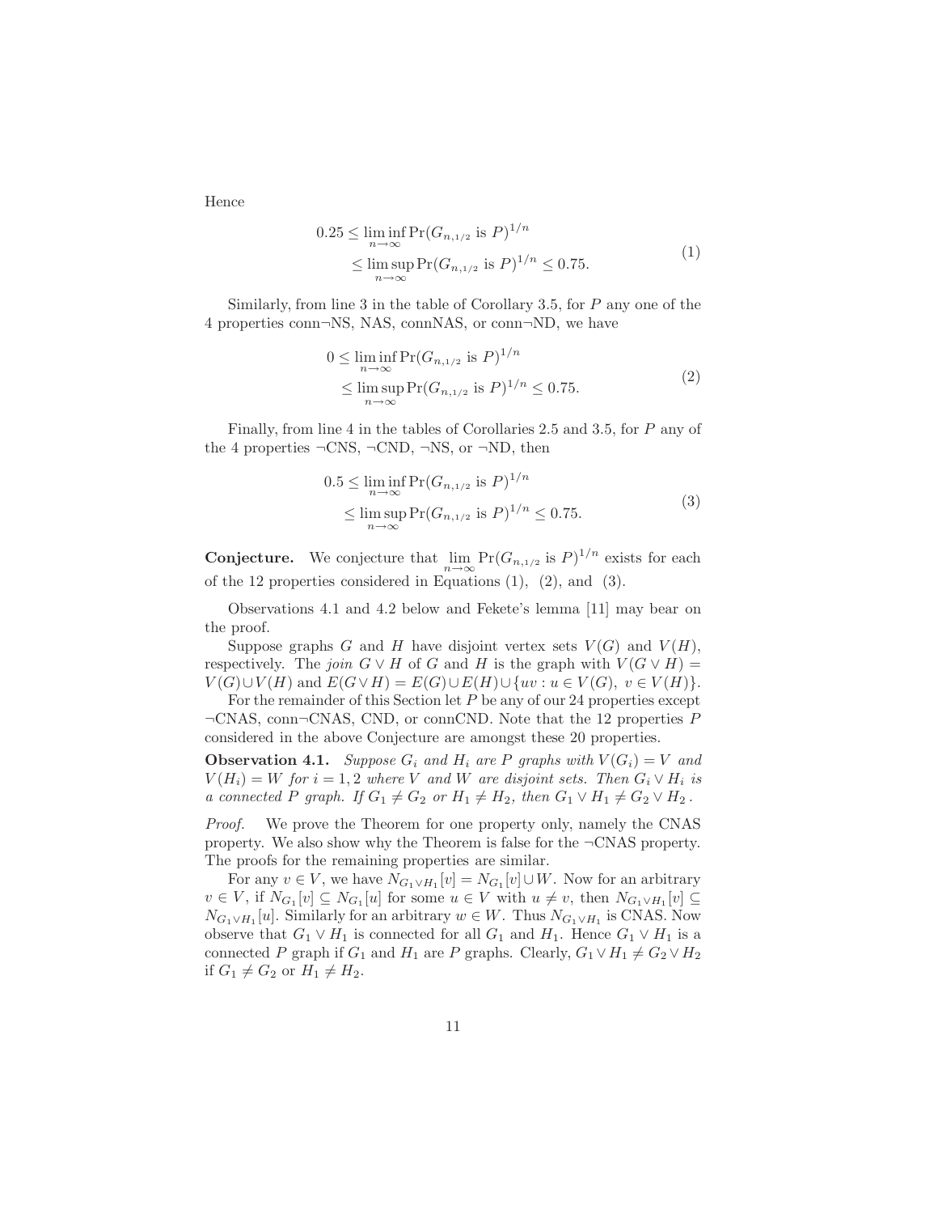Hence

$$0.25 \leq \liminf_{n\to\infty} \Pr(G_{n,1/2} \text{ is } P)^{1/n} \leq \limsup_{n\to\infty} \Pr(G_{n,1/2} \text{ is } P)^{1/n} \leq 0.75. \tag{1}$$

Similarly, from line 3 in the table of Corollary 3.5, for $P$ any one of the 4 properties conn¬NS, NAS, connNAS, or conn¬ND, we have

$$0 \leq \liminf_{n\to\infty} \Pr(G_{n,1/2} \text{ is } P)^{1/n} \leq \limsup_{n\to\infty} \Pr(G_{n,1/2} \text{ is } P)^{1/n} \leq 0.75. \tag{2}$$

Finally, from line 4 in the tables of Corollaries 2.5 and 3.5, for $P$ any of the 4 properties ¬CNS, ¬CND, ¬NS, or ¬ND, then

$$0.5 \leq \liminf_{n\to\infty} \Pr(G_{n,1/2} \text{ is } P)^{1/n} \leq \limsup_{n\to\infty} \Pr(G_{n,1/2} \text{ is } P)^{1/n} \leq 0.75. \tag{3}$$

**Conjecture.** We conjecture that $\lim_{n\to\infty} \Pr(G_{n,1/2} \text{ is } P)^{1/n}$ exists for each of the 12 properties considered in Equations (1), (2), and (3).

Observations 4.1 and 4.2 below and Fekete's lemma [11] may bear on the proof.

Suppose graphs $G$ and $H$ have disjoint vertex sets $V(G)$ and $V(H)$, respectively. The *join* $G \vee H$ of $G$ and $H$ is the graph with $V(G \vee H) = V(G) \cup V(H)$ and $E(G \vee H) = E(G) \cup E(H) \cup \{uv : u \in V(G),\ v \in V(H)\}$.

For the remainder of this Section let $P$ be any of our 24 properties except ¬CNAS, conn¬CNAS, CND, or connCND. Note that the 12 properties $P$ considered in the above Conjecture are amongst these 20 properties.

**Observation 4.1.** *Suppose $G_i$ and $H_i$ are $P$ graphs with $V(G_i) = V$ and $V(H_i) = W$ for $i = 1, 2$ where $V$ and $W$ are disjoint sets. Then $G_i \vee H_i$ is a connected $P$ graph. If $G_1 \neq G_2$ or $H_1 \neq H_2$, then $G_1 \vee H_1 \neq G_2 \vee H_2$.*

*Proof.* We prove the Theorem for one property only, namely the CNAS property. We also show why the Theorem is false for the ¬CNAS property. The proofs for the remaining properties are similar.

For any $v \in V$, we have $N_{G_1 \vee H_1}[v] = N_{G_1}[v] \cup W$. Now for an arbitrary $v \in V$, if $N_{G_1}[v] \subseteq N_{G_1}[u]$ for some $u \in V$ with $u \neq v$, then $N_{G_1 \vee H_1}[v] \subseteq N_{G_1 \vee H_1}[u]$. Similarly for an arbitrary $w \in W$. Thus $N_{G_1 \vee H_1}$ is CNAS. Now observe that $G_1 \vee H_1$ is connected for all $G_1$ and $H_1$. Hence $G_1 \vee H_1$ is a connected $P$ graph if $G_1$ and $H_1$ are $P$ graphs. Clearly, $G_1 \vee H_1 \neq G_2 \vee H_2$ if $G_1 \neq G_2$ or $H_1 \neq H_2$.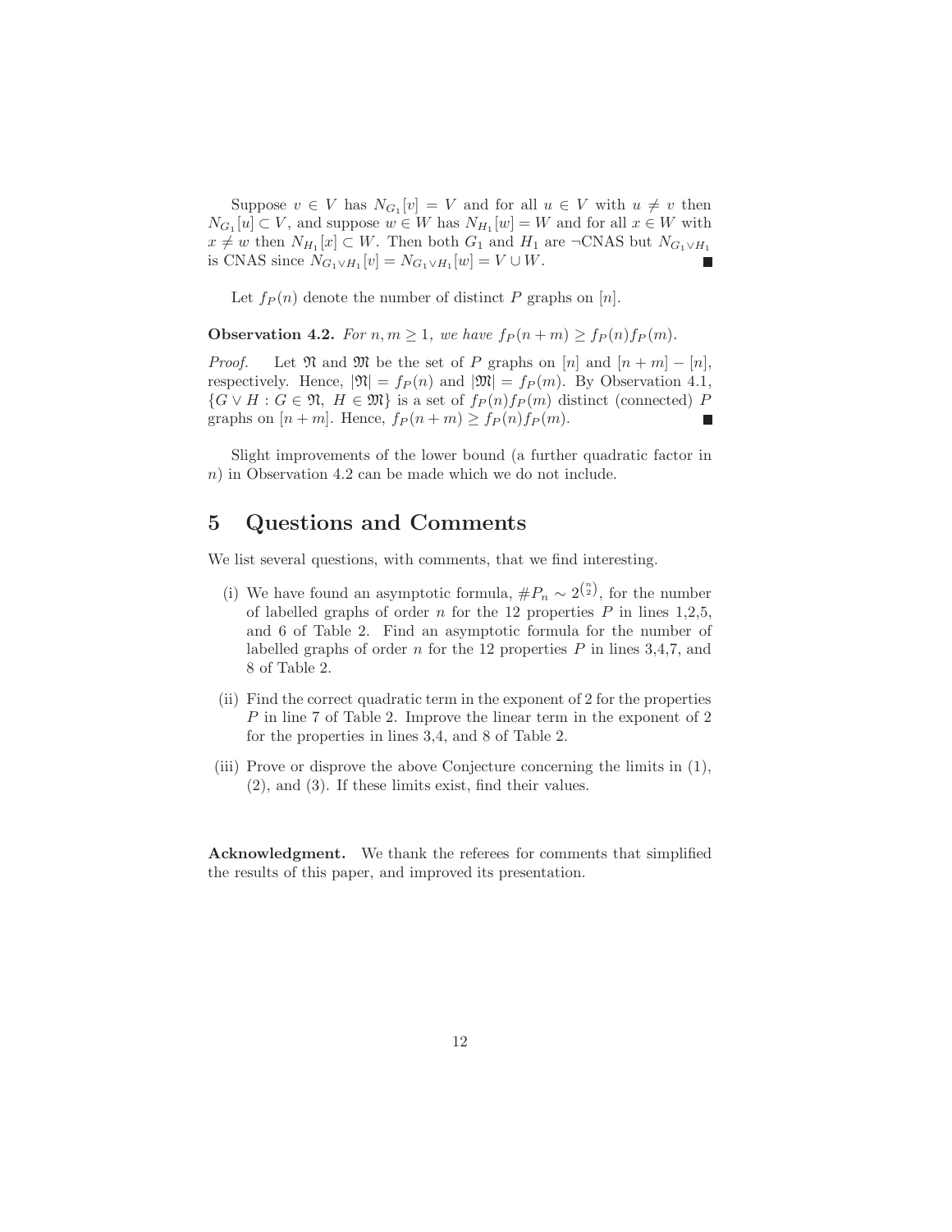Suppose $v \in V$ has $N_{G_1}[v] = V$ and for all $u \in V$ with $u \neq v$ then $N_{G_1}[u] \subset V$, and suppose $w \in W$ has $N_{H_1}[w] = W$ and for all $x \in W$ with $x \neq w$ then $N_{H_1}[x] \subset W$. Then both $G_1$ and $H_1$ are ¬CNAS but $N_{G_1 \vee H_1}$ is CNAS since $N_{G_1 \vee H_1}[v] = N_{G_1 \vee H_1}[w] = V \cup W$. ∎

Let $f_P(n)$ denote the number of distinct $P$ graphs on $[n]$.

**Observation 4.2.** *For $n, m \geq 1$, we have $f_P(n+m) \geq f_P(n) f_P(m)$.*

*Proof.* Let $\mathfrak{N}$ and $\mathfrak{M}$ be the set of $P$ graphs on $[n]$ and $[n+m] - [n]$, respectively. Hence, $|\mathfrak{N}| = f_P(n)$ and $|\mathfrak{M}| = f_P(m)$. By Observation 4.1, $\{G \vee H : G \in \mathfrak{N},\ H \in \mathfrak{M}\}$ is a set of $f_P(n)f_P(m)$ distinct (connected) $P$ graphs on $[n+m]$. Hence, $f_P(n+m) \geq f_P(n)f_P(m)$. ∎

Slight improvements of the lower bound (a further quadratic factor in $n$) in Observation 4.2 can be made which we do not include.

## 5 Questions and Comments

We list several questions, with comments, that we find interesting.

(i) We have found an asymptotic formula, $\#P_n \sim 2^{\binom{n}{2}}$, for the number of labelled graphs of order $n$ for the 12 properties $P$ in lines 1,2,5, and 6 of Table 2. Find an asymptotic formula for the number of labelled graphs of order $n$ for the 12 properties $P$ in lines 3,4,7, and 8 of Table 2.

(ii) Find the correct quadratic term in the exponent of 2 for the properties $P$ in line 7 of Table 2. Improve the linear term in the exponent of 2 for the properties in lines 3,4, and 8 of Table 2.

(iii) Prove or disprove the above Conjecture concerning the limits in (1), (2), and (3). If these limits exist, find their values.

**Acknowledgment.** We thank the referees for comments that simplified the results of this paper, and improved its presentation.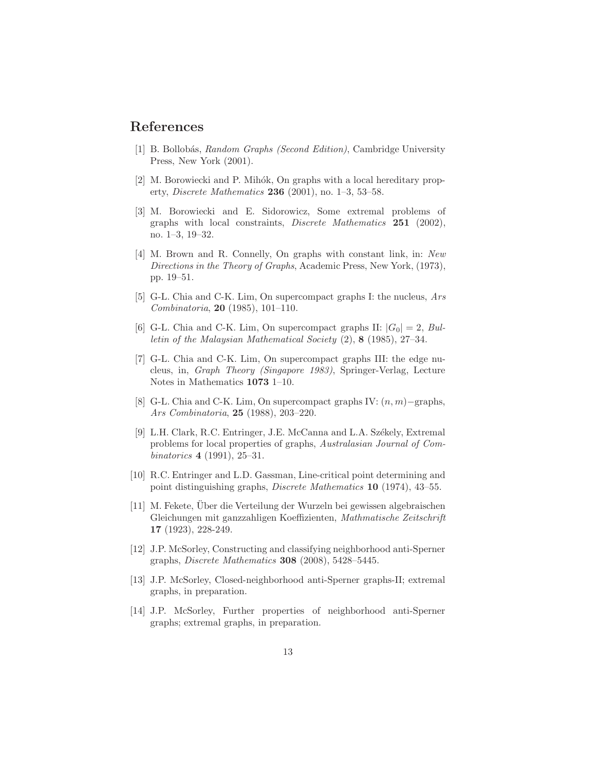## References

[1] B. Bollobás, *Random Graphs (Second Edition)*, Cambridge University Press, New York (2001).

[2] M. Borowiecki and P. Mihók, On graphs with a local hereditary property, *Discrete Mathematics* **236** (2001), no. 1–3, 53–58.

[3] M. Borowiecki and E. Sidorowicz, Some extremal problems of graphs with local constraints, *Discrete Mathematics* **251** (2002), no. 1–3, 19–32.

[4] M. Brown and R. Connelly, On graphs with constant link, in: *New Directions in the Theory of Graphs*, Academic Press, New York, (1973), pp. 19–51.

[5] G-L. Chia and C-K. Lim, On supercompact graphs I: the nucleus, *Ars Combinatoria*, **20** (1985), 101–110.

[6] G-L. Chia and C-K. Lim, On supercompact graphs II: $|G_0| = 2$, *Bulletin of the Malaysian Mathematical Society* (2), **8** (1985), 27–34.

[7] G-L. Chia and C-K. Lim, On supercompact graphs III: the edge nucleus, in, *Graph Theory (Singapore 1983)*, Springer-Verlag, Lecture Notes in Mathematics **1073** 1–10.

[8] G-L. Chia and C-K. Lim, On supercompact graphs IV: $(n, m)-$graphs, *Ars Combinatoria*, **25** (1988), 203–220.

[9] L.H. Clark, R.C. Entringer, J.E. McCanna and L.A. Székely, Extremal problems for local properties of graphs, *Australasian Journal of Combinatorics* **4** (1991), 25–31.

[10] R.C. Entringer and L.D. Gassman, Line-critical point determining and point distinguishing graphs, *Discrete Mathematics* **10** (1974), 43–55.

[11] M. Fekete, Über die Verteilung der Wurzeln bei gewissen algebraischen Gleichungen mit ganzzahligen Koeffizienten, *Mathmatische Zeitschrift* **17** (1923), 228-249.

[12] J.P. McSorley, Constructing and classifying neighborhood anti-Sperner graphs, *Discrete Mathematics* **308** (2008), 5428–5445.

[13] J.P. McSorley, Closed-neighborhood anti-Sperner graphs-II; extremal graphs, in preparation.

[14] J.P. McSorley, Further properties of neighborhood anti-Sperner graphs; extremal graphs, in preparation.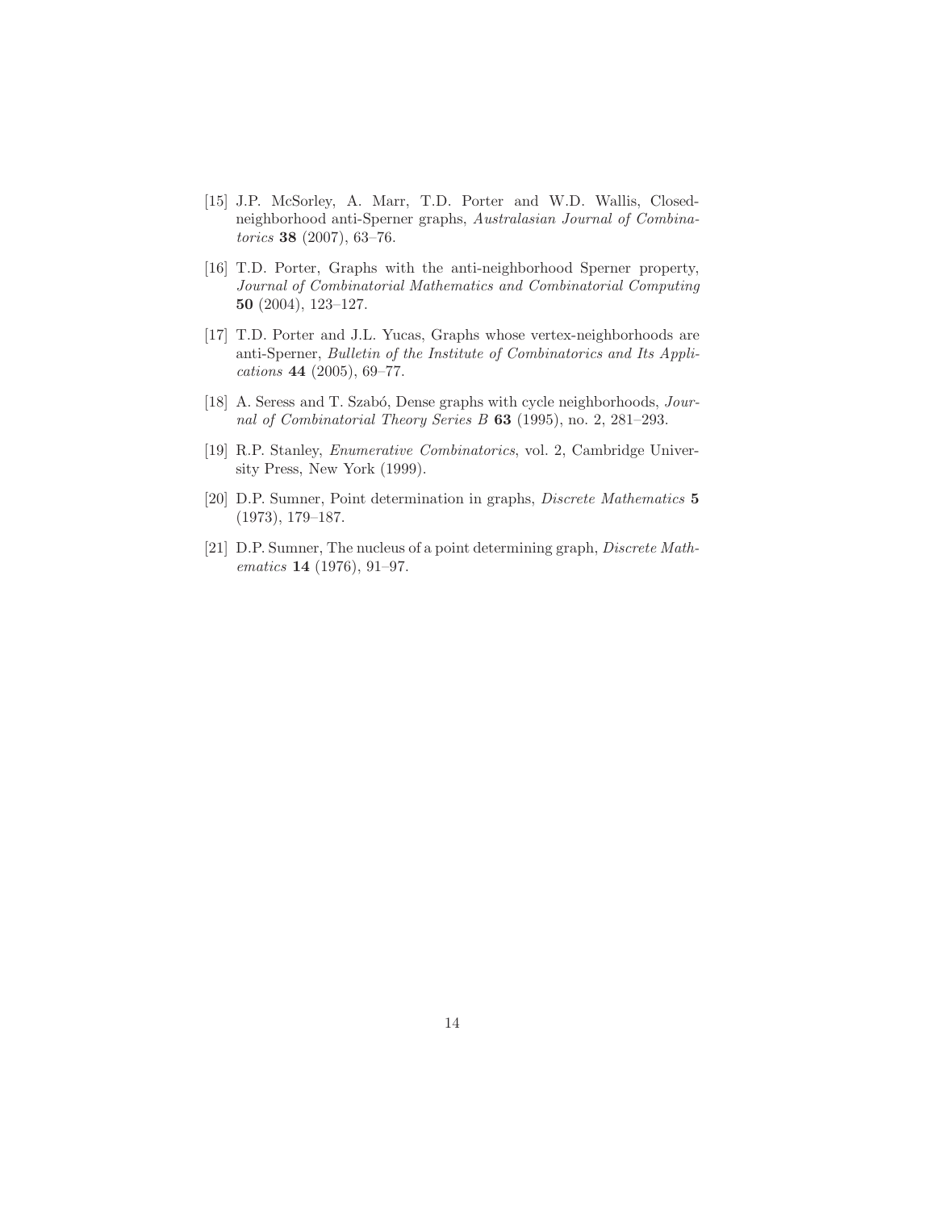[15] J.P. McSorley, A. Marr, T.D. Porter and W.D. Wallis, Closed-neighborhood anti-Sperner graphs, *Australasian Journal of Combinatorics* **38** (2007), 63–76.

[16] T.D. Porter, Graphs with the anti-neighborhood Sperner property, *Journal of Combinatorial Mathematics and Combinatorial Computing* **50** (2004), 123–127.

[17] T.D. Porter and J.L. Yucas, Graphs whose vertex-neighborhoods are anti-Sperner, *Bulletin of the Institute of Combinatorics and Its Applications* **44** (2005), 69–77.

[18] A. Seress and T. Szabó, Dense graphs with cycle neighborhoods, *Journal of Combinatorial Theory Series B* **63** (1995), no. 2, 281–293.

[19] R.P. Stanley, *Enumerative Combinatorics*, vol. 2, Cambridge University Press, New York (1999).

[20] D.P. Sumner, Point determination in graphs, *Discrete Mathematics* **5** (1973), 179–187.

[21] D.P. Sumner, The nucleus of a point determining graph, *Discrete Mathematics* **14** (1976), 91–97.